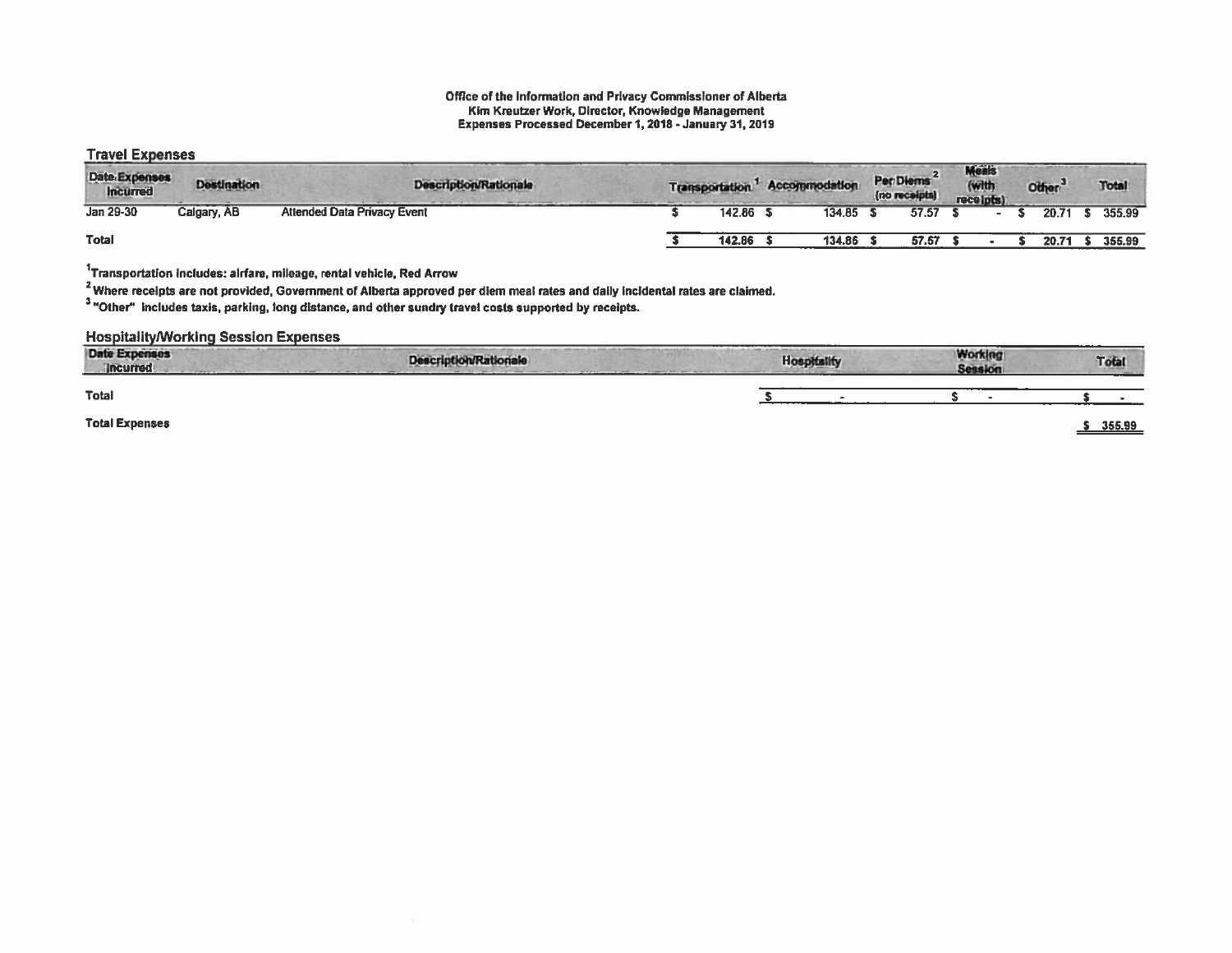**Office of the Information and Privacy Commissioner of Alberta**
**Kim Kreutzer Work, Director, Knowledge Management**
**Expenses Processed December 1, 2018 - January 31, 2019**

## Travel Expenses

| Date Expenses Incurred | Destination | Description/Rationale | Transportation[1] | Accommodation | Per Diems[2] (no receipts) | Meals (with receipts) | Other[3] | Total |
|---|---|---|---|---|---|---|---|---|
| Jan 29-30 | Calgary, AB | Attended Data Privacy Event | $ 142.86 | $ 134.85 | $ 57.57 | $ - | $ 20.71 | $ 355.99 |
| **Total** | | | $ 142.86 | $ 134.85 | $ 57.57 | $ - | $ 20.71 | $ 355.99 |

[1]Transportation includes: airfare, mileage, rental vehicle, Red Arrow

[2] Where receipts are not provided, Government of Alberta approved per diem meal rates and daily incidental rates are claimed.

[3] "Other" includes taxis, parking, long distance, and other sundry travel costs supported by receipts.

## Hospitality/Working Session Expenses

| Date Expenses Incurred | Description/Rationale | Hospitality | Working Session | Total |
|---|---|---|---|---|
| **Total** | | $ - | $ - | $ - |

| | |
|---|---|
| **Total Expenses** | $ 355.99 |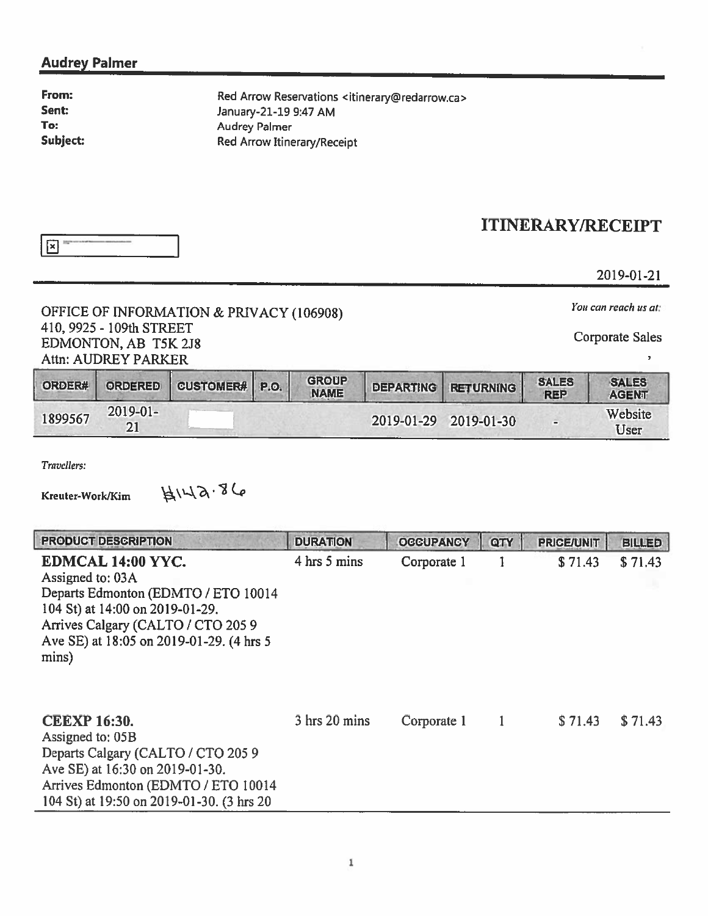**Audrey Palmer**

**From:** Red Arrow Reservations <itinerary@redarrow.ca>
**Sent:** January-21-19 9:47 AM
**To:** Audrey Palmer
**Subject:** Red Arrow Itinerary/Receipt

# ITINERARY/RECEIPT

2019-01-21

OFFICE OF INFORMATION & PRIVACY (106908)
410, 9925 - 109th STREET
EDMONTON, AB T5K 2J8
Attn: AUDREY PARKER

*You can reach us at:*

Corporate Sales

,

| ORDER# | ORDERED | CUSTOMER# | P.O. | GROUP NAME | DEPARTING | RETURNING | SALES REP | SALES AGENT |
|---|---|---|---|---|---|---|---|---|
| 1899567 | 2019-01-21 | | | | 2019-01-29 | 2019-01-30 | - | Website User |

*Travellers:*

**Kreuter-Work/Kim** $142.86

| PRODUCT DESCRIPTION | DURATION | OCCUPANCY | QTY | PRICE/UNIT | BILLED |
|---|---|---|---|---|---|
| **EDMCAL 14:00 YYC.** Assigned to: 03A Departs Edmonton (EDMTO / ETO 10014 104 St) at 14:00 on 2019-01-29. Arrives Calgary (CALTO / CTO 205 9 Ave SE) at 18:05 on 2019-01-29. (4 hrs 5 mins) | 4 hrs 5 mins | Corporate 1 | 1 | $ 71.43 | $ 71.43 |
| **CEEXP 16:30.** Assigned to: 05B Departs Calgary (CALTO / CTO 205 9 Ave SE) at 16:30 on 2019-01-30. Arrives Edmonton (EDMTO / ETO 10014 104 St) at 19:50 on 2019-01-30. (3 hrs 20 | 3 hrs 20 mins | Corporate 1 | 1 | $ 71.43 | $ 71.43 |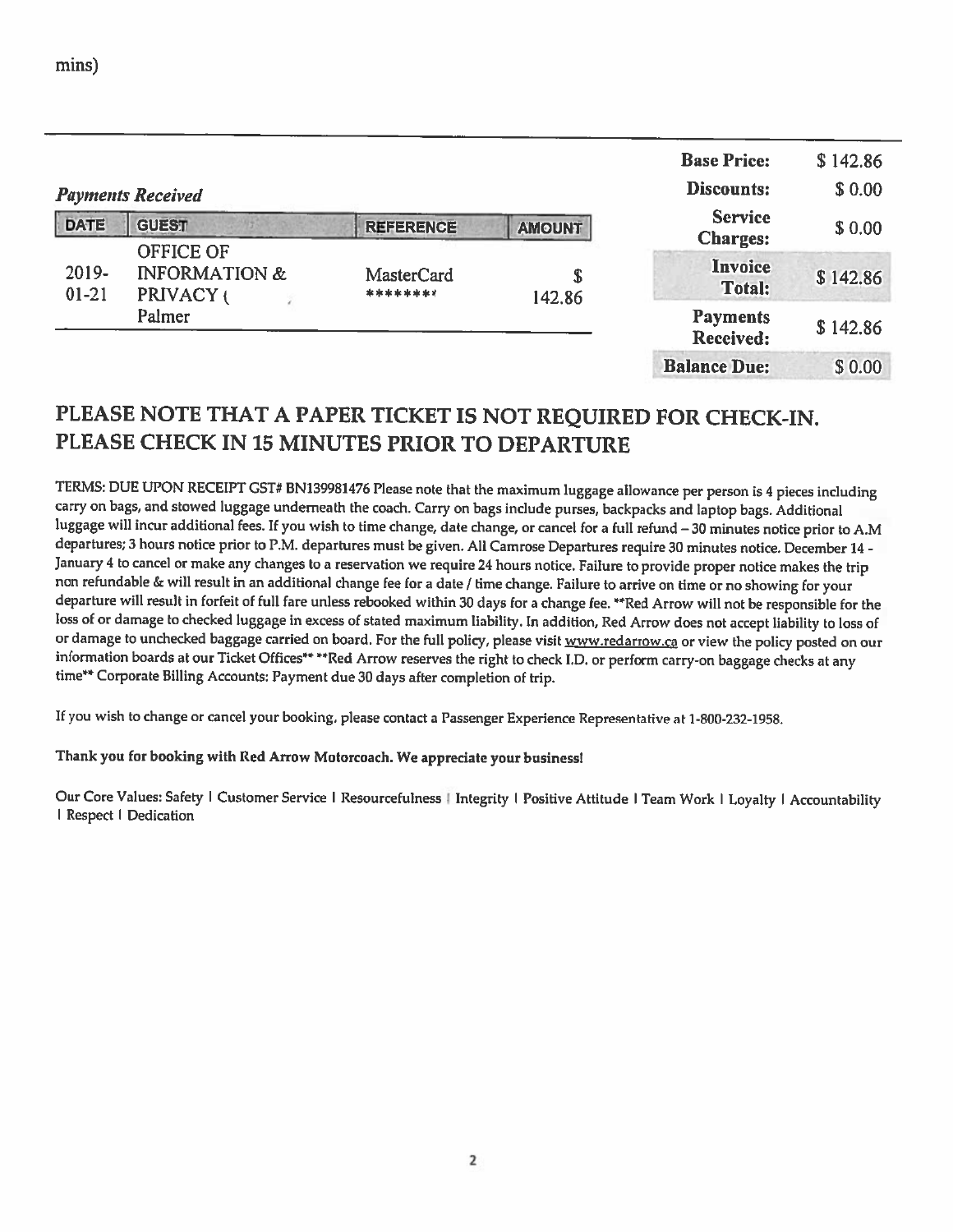mins)

---

*Payments Received*

| DATE | GUEST | REFERENCE | AMOUNT |
|---|---|---|---|
| 2019-01-21 | OFFICE OF INFORMATION & PRIVACY ( Palmer | MasterCard ******** | $ 142.86 |

| | |
|---|---|
| **Base Price:** | $ 142.86 |
| **Discounts:** | $ 0.00 |
| **Service Charges:** | $ 0.00 |
| **Invoice Total:** | $ 142.86 |
| **Payments Received:** | $ 142.86 |
| **Balance Due:** | $ 0.00 |

## PLEASE NOTE THAT A PAPER TICKET IS NOT REQUIRED FOR CHECK-IN. PLEASE CHECK IN 15 MINUTES PRIOR TO DEPARTURE

TERMS: DUE UPON RECEIPT GST# BN139981476 Please note that the maximum luggage allowance per person is 4 pieces including carry on bags, and stowed luggage underneath the coach. Carry on bags include purses, backpacks and laptop bags. Additional luggage will incur additional fees. If you wish to time change, date change, or cancel for a full refund – 30 minutes notice prior to A.M departures; 3 hours notice prior to P.M. departures must be given. All Camrose Departures require 30 minutes notice. December 14 - January 4 to cancel or make any changes to a reservation we require 24 hours notice. Failure to provide proper notice makes the trip non refundable & will result in an additional change fee for a date / time change. Failure to arrive on time or no showing for your departure will result in forfeit of full fare unless rebooked within 30 days for a change fee. **Red Arrow will not be responsible for the loss of or damage to checked luggage in excess of stated maximum liability. In addition, Red Arrow does not accept liability to loss of or damage to unchecked baggage carried on board. For the full policy, please visit www.redarrow.ca or view the policy posted on our information boards at our Ticket Offices** **Red Arrow reserves the right to check I.D. or perform carry-on baggage checks at any time** Corporate Billing Accounts: Payment due 30 days after completion of trip.

If you wish to change or cancel your booking, please contact a Passenger Experience Representative at 1-800-232-1958.

**Thank you for booking with Red Arrow Motorcoach. We appreciate your business!**

Our Core Values: Safety | Customer Service | Resourcefulness | Integrity | Positive Attitude | Team Work | Loyalty | Accountability | Respect | Dedication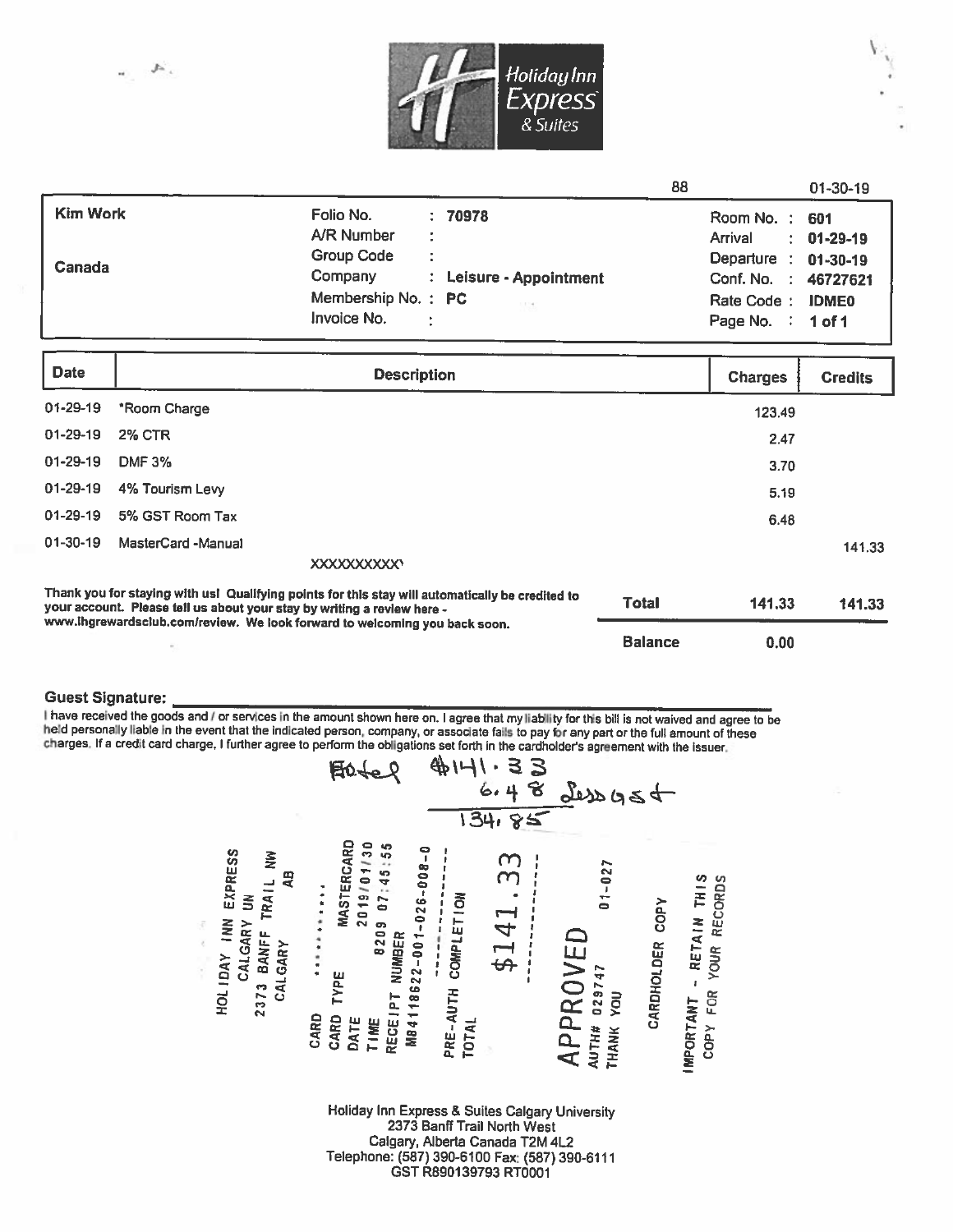Holiday Inn Express & Suites

88 01-30-19

| | | |
|---|---|---|
| **Kim Work** | Folio No. : **70978** | Room No. : **601** |
| | A/R Number : | Arrival : **01-29-19** |
| **Canada** | Group Code : | Departure : **01-30-19** |
| | Company : **Leisure - Appointment** | Conf. No. : **46727621** |
| | Membership No. : **PC** | Rate Code : **IDME0** |
| | Invoice No. : | Page No. : **1 of 1** |

| Date | Description | Charges | Credits |
|---|---|---|---|
| 01-29-19 | *Room Charge | 123.49 | |
| 01-29-19 | 2% CTR | 2.47 | |
| 01-29-19 | DMF 3% | 3.70 | |
| 01-29-19 | 4% Tourism Levy | 5.19 | |
| 01-29-19 | 5% GST Room Tax | 6.48 | |
| 01-30-19 | MasterCard -Manual<br>XXXXXXXXXX | | 141.33 |

Thank you for staying with us! Qualifying points for this stay will automatically be credited to your account. Please tell us about your stay by writing a review here - www.ihgrewardsclub.com/review. We look forward to welcoming you back soon.

| | Charges | Credits |
|---|---|---|
| **Total** | 141.33 | 141.33 |
| **Balance** | 0.00 | |

**Guest Signature:** ____________________

I have received the goods and / or services in the amount shown here on. I agree that my liability for this bill is not waived and agree to be held personally liable in the event that the indicated person, company, or associate fails to pay for any part or the full amount of these charges. If a credit card charge, I further agree to perform the obligations set forth in the cardholder's agreement with the issuer.

Hotel $141.33
6.48 Less GST
134.85

HOLIDAY INN EXPRESS
CALGARY UN
2373 BANFF TRAIL NW
CALGARY AB

CARD ..........8209
CARD TYPE MASTERCARD
DATE 2019/01/30
TIME 07:45:55
RECEIPT NUMBER
M84118622-001-026-008-0

PRE-AUTH COMPLETION
TOTAL $141.33

APPROVED
AUTH# 029747 01-027
THANK YOU

CARDHOLDER COPY

IMPORTANT - RETAIN THIS
COPY FOR YOUR RECORDS

Holiday Inn Express & Suites Calgary University
2373 Banff Trail North West
Calgary, Alberta Canada T2M 4L2
Telephone: (587) 390-6100 Fax: (587) 390-6111
GST R890139793 RT0001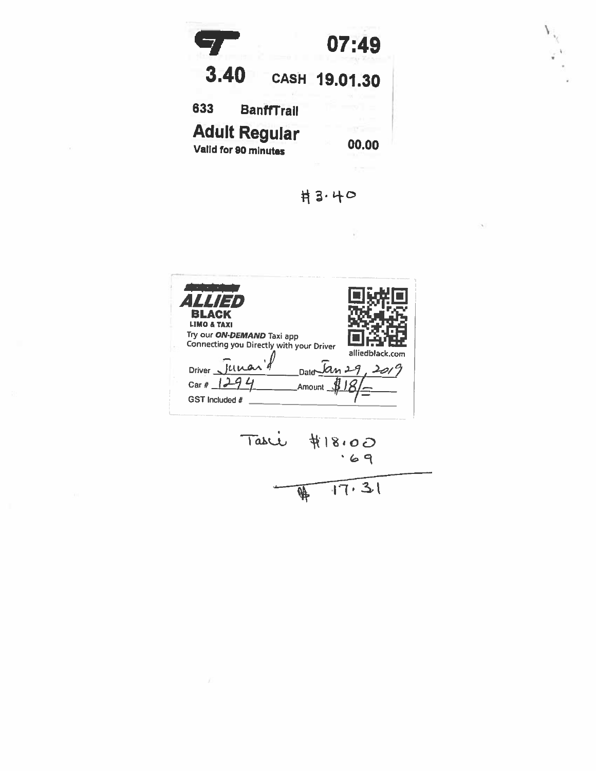07:49

**3.40** CASH 19.01.30

633 BanffTrail

**Adult Regular**

Valid for 90 minutes

00.00

#3.40

**ALLIED BLACK**

LIMO & TAXI

Try our ***ON-DEMAND*** Taxi app

Connecting you Directly with your Driver

alliedblack.com

Driver Junaid Date Jan 29, 2019

Car # 1294 Amount $18/=

GST Included #

Taxi #18.00

.69

# 17.31